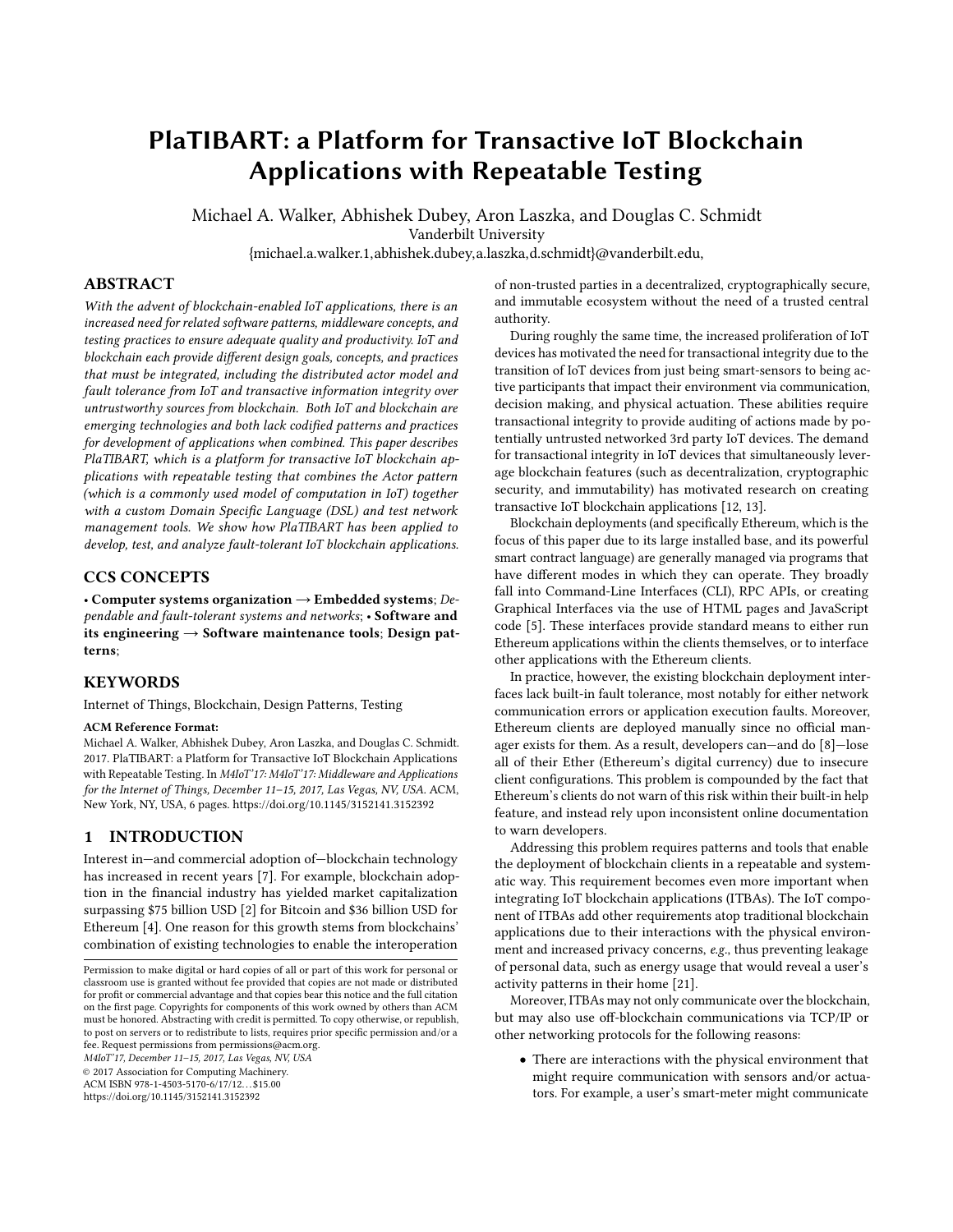# PlaTIBART: a Platform for Transactive IoT Blockchain Applications with Repeatable Testing

Michael A. Walker, Abhishek Dubey, Aron Laszka, and Douglas C. Schmidt
Vanderbilt University
{michael.a.walker.1,abhishek.dubey,a.laszka,d.schmidt}@vanderbilt.edu,

## ABSTRACT

*With the advent of blockchain-enabled IoT applications, there is an increased need for related software patterns, middleware concepts, and testing practices to ensure adequate quality and productivity. IoT and blockchain each provide different design goals, concepts, and practices that must be integrated, including the distributed actor model and fault tolerance from IoT and transactive information integrity over untrustworthy sources from blockchain. Both IoT and blockchain are emerging technologies and both lack codified patterns and practices for development of applications when combined. This paper describes PlaTIBART, which is a platform for transactive IoT blockchain applications with repeatable testing that combines the Actor pattern (which is a commonly used model of computation in IoT) together with a custom Domain Specific Language (DSL) and test network management tools. We show how PlaTIBART has been applied to develop, test, and analyze fault-tolerant IoT blockchain applications.*

## CCS CONCEPTS

• **Computer systems organization → Embedded systems**; *Dependable and fault-tolerant systems and networks*; • **Software and its engineering → Software maintenance tools**; **Design patterns**;

## KEYWORDS

Internet of Things, Blockchain, Design Patterns, Testing

**ACM Reference Format:**
Michael A. Walker, Abhishek Dubey, Aron Laszka, and Douglas C. Schmidt. 2017. PlaTIBART: a Platform for Transactive IoT Blockchain Applications with Repeatable Testing. In *M4IoT'17: M4IoT'17: Middleware and Applications for the Internet of Things, December 11–15, 2017, Las Vegas, NV, USA.* ACM, New York, NY, USA, 6 pages. https://doi.org/10.1145/3152141.3152392

## 1 INTRODUCTION

Interest in—and commercial adoption of—blockchain technology has increased in recent years [7]. For example, blockchain adoption in the financial industry has yielded market capitalization surpassing \$75 billion USD [2] for Bitcoin and \$36 billion USD for Ethereum [4]. One reason for this growth stems from blockchains' combination of existing technologies to enable the interoperation of non-trusted parties in a decentralized, cryptographically secure, and immutable ecosystem without the need of a trusted central authority.

During roughly the same time, the increased proliferation of IoT devices has motivated the need for transactional integrity due to the transition of IoT devices from just being smart-sensors to being active participants that impact their environment via communication, decision making, and physical actuation. These abilities require transactional integrity to provide auditing of actions made by potentially untrusted networked 3rd party IoT devices. The demand for transactional integrity in IoT devices that simultaneously leverage blockchain features (such as decentralization, cryptographic security, and immutability) has motivated research on creating transactive IoT blockchain applications [12, 13].

Blockchain deployments (and specifically Ethereum, which is the focus of this paper due to its large installed base, and its powerful smart contract language) are generally managed via programs that have different modes in which they can operate. They broadly fall into Command-Line Interfaces (CLI), RPC APIs, or creating Graphical Interfaces via the use of HTML pages and JavaScript code [5]. These interfaces provide standard means to either run Ethereum applications within the clients themselves, or to interface other applications with the Ethereum clients.

In practice, however, the existing blockchain deployment interfaces lack built-in fault tolerance, most notably for either network communication errors or application execution faults. Moreover, Ethereum clients are deployed manually since no official manager exists for them. As a result, developers can—and do [8]—lose all of their Ether (Ethereum's digital currency) due to insecure client configurations. This problem is compounded by the fact that Ethereum's clients do not warn of this risk within their built-in help feature, and instead rely upon inconsistent online documentation to warn developers.

Addressing this problem requires patterns and tools that enable the deployment of blockchain clients in a repeatable and systematic way. This requirement becomes even more important when integrating IoT blockchain applications (ITBAs). The IoT component of ITBAs add other requirements atop traditional blockchain applications due to their interactions with the physical environment and increased privacy concerns, *e.g.*, thus preventing leakage of personal data, such as energy usage that would reveal a user's activity patterns in their home [21].

Moreover, ITBAs may not only communicate over the blockchain, but may also use off-blockchain communications via TCP/IP or other networking protocols for the following reasons:

- There are interactions with the physical environment that might require communication with sensors and/or actuators. For example, a user's smart-meter might communicate

Permission to make digital or hard copies of all or part of this work for personal or classroom use is granted without fee provided that copies are not made or distributed for profit or commercial advantage and that copies bear this notice and the full citation on the first page. Copyrights for components of this work owned by others than ACM must be honored. Abstracting with credit is permitted. To copy otherwise, or republish, to post on servers or to redistribute to lists, requires prior specific permission and/or a fee. Request permissions from permissions@acm.org.
*M4IoT'17, December 11–15, 2017, Las Vegas, NV, USA*
© 2017 Association for Computing Machinery.
ACM ISBN 978-1-4503-5170-6/17/12…\$15.00
https://doi.org/10.1145/3152141.3152392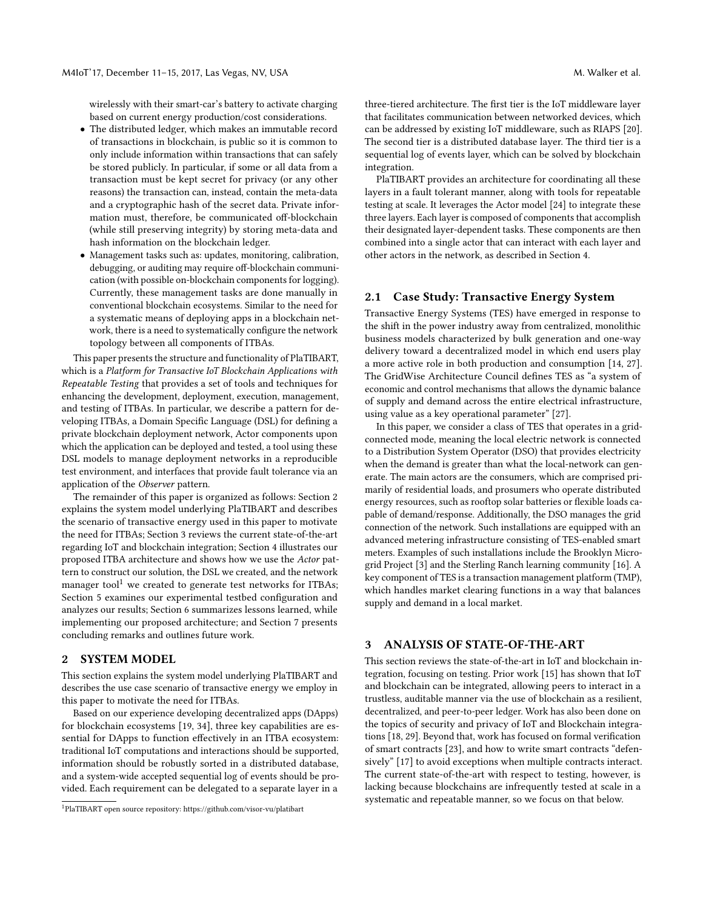wirelessly with their smart-car's battery to activate charging based on current energy production/cost considerations.

- The distributed ledger, which makes an immutable record of transactions in blockchain, is public so it is common to only include information within transactions that can safely be stored publicly. In particular, if some or all data from a transaction must be kept secret for privacy (or any other reasons) the transaction can, instead, contain the meta-data and a cryptographic hash of the secret data. Private information must, therefore, be communicated off-blockchain (while still preserving integrity) by storing meta-data and hash information on the blockchain ledger.
- Management tasks such as: updates, monitoring, calibration, debugging, or auditing may require off-blockchain communication (with possible on-blockchain components for logging). Currently, these management tasks are done manually in conventional blockchain ecosystems. Similar to the need for a systematic means of deploying apps in a blockchain network, there is a need to systematically configure the network topology between all components of ITBAs.

This paper presents the structure and functionality of PlaTIBART, which is a *Platform for Transactive IoT Blockchain Applications with Repeatable Testing* that provides a set of tools and techniques for enhancing the development, deployment, execution, management, and testing of ITBAs. In particular, we describe a pattern for developing ITBAs, a Domain Specific Language (DSL) for defining a private blockchain deployment network, Actor components upon which the application can be deployed and tested, a tool using these DSL models to manage deployment networks in a reproducible test environment, and interfaces that provide fault tolerance via an application of the *Observer* pattern.

The remainder of this paper is organized as follows: Section 2 explains the system model underlying PlaTIBART and describes the scenario of transactive energy used in this paper to motivate the need for ITBAs; Section 3 reviews the current state-of-the-art regarding IoT and blockchain integration; Section 4 illustrates our proposed ITBA architecture and shows how we use the *Actor* pattern to construct our solution, the DSL we created, and the network manager tool[1] we created to generate test networks for ITBAs; Section 5 examines our experimental testbed configuration and analyzes our results; Section 6 summarizes lessons learned, while implementing our proposed architecture; and Section 7 presents concluding remarks and outlines future work.

## 2 SYSTEM MODEL

This section explains the system model underlying PlaTIBART and describes the use case scenario of transactive energy we employ in this paper to motivate the need for ITBAs.

Based on our experience developing decentralized apps (DApps) for blockchain ecosystems [19, 34], three key capabilities are essential for DApps to function effectively in an ITBA ecosystem: traditional IoT computations and interactions should be supported, information should be robustly sorted in a distributed database, and a system-wide accepted sequential log of events should be provided. Each requirement can be delegated to a separate layer in a three-tiered architecture. The first tier is the IoT middleware layer that facilitates communication between networked devices, which can be addressed by existing IoT middleware, such as RIAPS [20]. The second tier is a distributed database layer. The third tier is a sequential log of events layer, which can be solved by blockchain integration.

PlaTIBART provides an architecture for coordinating all these layers in a fault tolerant manner, along with tools for repeatable testing at scale. It leverages the Actor model [24] to integrate these three layers. Each layer is composed of components that accomplish their designated layer-dependent tasks. These components are then combined into a single actor that can interact with each layer and other actors in the network, as described in Section 4.

### 2.1 Case Study: Transactive Energy System

Transactive Energy Systems (TES) have emerged in response to the shift in the power industry away from centralized, monolithic business models characterized by bulk generation and one-way delivery toward a decentralized model in which end users play a more active role in both production and consumption [14, 27]. The GridWise Architecture Council defines TES as "a system of economic and control mechanisms that allows the dynamic balance of supply and demand across the entire electrical infrastructure, using value as a key operational parameter" [27].

In this paper, we consider a class of TES that operates in a grid-connected mode, meaning the local electric network is connected to a Distribution System Operator (DSO) that provides electricity when the demand is greater than what the local-network can generate. The main actors are the consumers, which are comprised primarily of residential loads, and prosumers who operate distributed energy resources, such as rooftop solar batteries or flexible loads capable of demand/response. Additionally, the DSO manages the grid connection of the network. Such installations are equipped with an advanced metering infrastructure consisting of TES-enabled smart meters. Examples of such installations include the Brooklyn Microgrid Project [3] and the Sterling Ranch learning community [16]. A key component of TES is a transaction management platform (TMP), which handles market clearing functions in a way that balances supply and demand in a local market.

## 3 ANALYSIS OF STATE-OF-THE-ART

This section reviews the state-of-the-art in IoT and blockchain integration, focusing on testing. Prior work [15] has shown that IoT and blockchain can be integrated, allowing peers to interact in a trustless, auditable manner via the use of blockchain as a resilient, decentralized, and peer-to-peer ledger. Work has also been done on the topics of security and privacy of IoT and Blockchain integrations [18, 29]. Beyond that, work has focused on formal verification of smart contracts [23], and how to write smart contracts "defensively" [17] to avoid exceptions when multiple contracts interact. The current state-of-the-art with respect to testing, however, is lacking because blockchains are infrequently tested at scale in a systematic and repeatable manner, so we focus on that below.

[1] PlaTIBART open source repository: https://github.com/visor-vu/platibart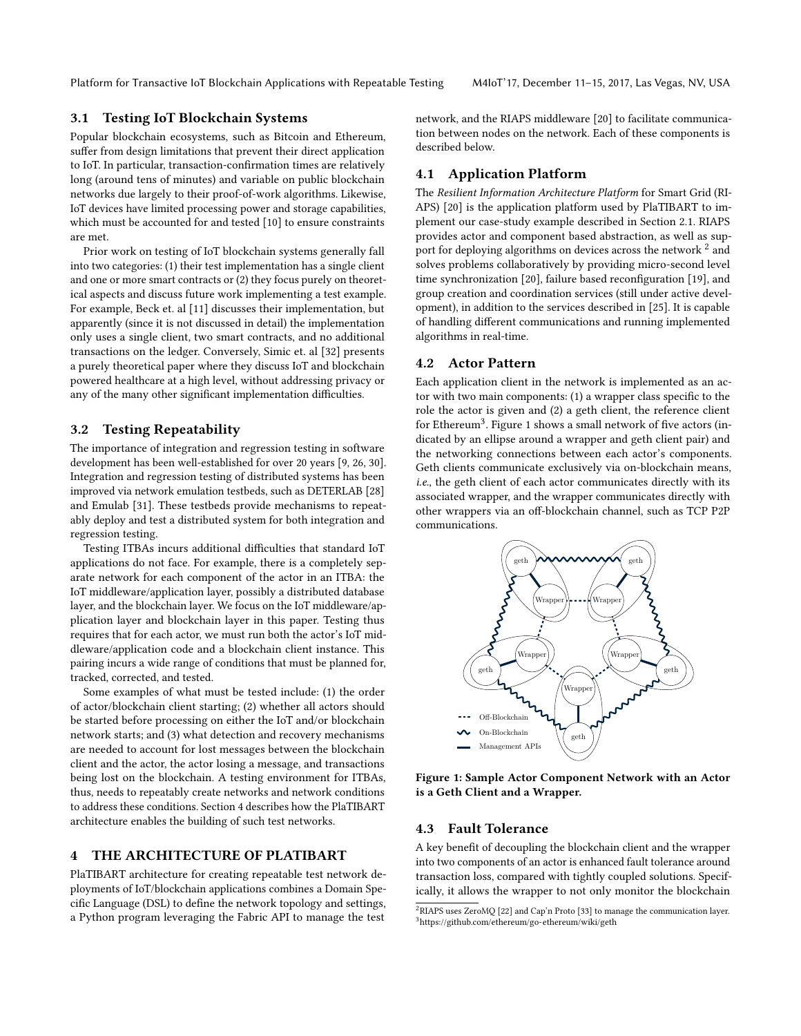### 3.1 Testing IoT Blockchain Systems

Popular blockchain ecosystems, such as Bitcoin and Ethereum, suffer from design limitations that prevent their direct application to IoT. In particular, transaction-confirmation times are relatively long (around tens of minutes) and variable on public blockchain networks due largely to their proof-of-work algorithms. Likewise, IoT devices have limited processing power and storage capabilities, which must be accounted for and tested [10] to ensure constraints are met.

Prior work on testing of IoT blockchain systems generally fall into two categories: (1) their test implementation has a single client and one or more smart contracts or (2) they focus purely on theoretical aspects and discuss future work implementing a test example. For example, Beck et. al [11] discusses their implementation, but apparently (since it is not discussed in detail) the implementation only uses a single client, two smart contracts, and no additional transactions on the ledger. Conversely, Simic et. al [32] presents a purely theoretical paper where they discuss IoT and blockchain powered healthcare at a high level, without addressing privacy or any of the many other significant implementation difficulties.

### 3.2 Testing Repeatability

The importance of integration and regression testing in software development has been well-established for over 20 years [9, 26, 30]. Integration and regression testing of distributed systems has been improved via network emulation testbeds, such as DETERLAB [28] and Emulab [31]. These testbeds provide mechanisms to repeatably deploy and test a distributed system for both integration and regression testing.

Testing ITBAs incurs additional difficulties that standard IoT applications do not face. For example, there is a completely separate network for each component of the actor in an ITBA: the IoT middleware/application layer, possibly a distributed database layer, and the blockchain layer. We focus on the IoT middleware/application layer and blockchain layer in this paper. Testing thus requires that for each actor, we must run both the actor's IoT middleware/application code and a blockchain client instance. This pairing incurs a wide range of conditions that must be planned for, tracked, corrected, and tested.

Some examples of what must be tested include: (1) the order of actor/blockchain client starting; (2) whether all actors should be started before processing on either the IoT and/or blockchain network starts; and (3) what detection and recovery mechanisms are needed to account for lost messages between the blockchain client and the actor, the actor losing a message, and transactions being lost on the blockchain. A testing environment for ITBAs, thus, needs to repeatably create networks and network conditions to address these conditions. Section 4 describes how the PlaTIBART architecture enables the building of such test networks.

## 4 THE ARCHITECTURE OF PLATIBART

PlaTIBART architecture for creating repeatable test network deployments of IoT/blockchain applications combines a Domain Specific Language (DSL) to define the network topology and settings, a Python program leveraging the Fabric API to manage the test network, and the RIAPS middleware [20] to facilitate communication between nodes on the network. Each of these components is described below.

### 4.1 Application Platform

The *Resilient Information Architecture Platform* for Smart Grid (RIAPS) [20] is the application platform used by PlaTIBART to implement our case-study example described in Section 2.1. RIAPS provides actor and component based abstraction, as well as support for deploying algorithms on devices across the network [2] and solves problems collaboratively by providing micro-second level time synchronization [20], failure based reconfiguration [19], and group creation and coordination services (still under active development), in addition to the services described in [25]. It is capable of handling different communications and running implemented algorithms in real-time.

### 4.2 Actor Pattern

Each application client in the network is implemented as an actor with two main components: (1) a wrapper class specific to the role the actor is given and (2) a geth client, the reference client for Ethereum[3]. Figure 1 shows a small network of five actors (indicated by an ellipse around a wrapper and geth client pair) and the networking connections between each actor's components. Geth clients communicate exclusively via on-blockchain means, *i.e.*, the geth client of each actor communicates directly with its associated wrapper, and the wrapper communicates directly with other wrappers via an off-blockchain channel, such as TCP P2P communications.

geth
geth
Wrapper
Wrapper
Wrapper
Wrapper
geth
geth
Wrapper
geth
Off-Blockchain
On-Blockchain
Management APIs

**Figure 1: Sample Actor Component Network with an Actor is a Geth Client and a Wrapper.**

### 4.3 Fault Tolerance

A key benefit of decoupling the blockchain client and the wrapper into two components of an actor is enhanced fault tolerance around transaction loss, compared with tightly coupled solutions. Specifically, it allows the wrapper to not only monitor the blockchain

[2] RIAPS uses ZeroMQ [22] and Cap'n Proto [33] to manage the communication layer.
[3] https://github.com/ethereum/go-ethereum/wiki/geth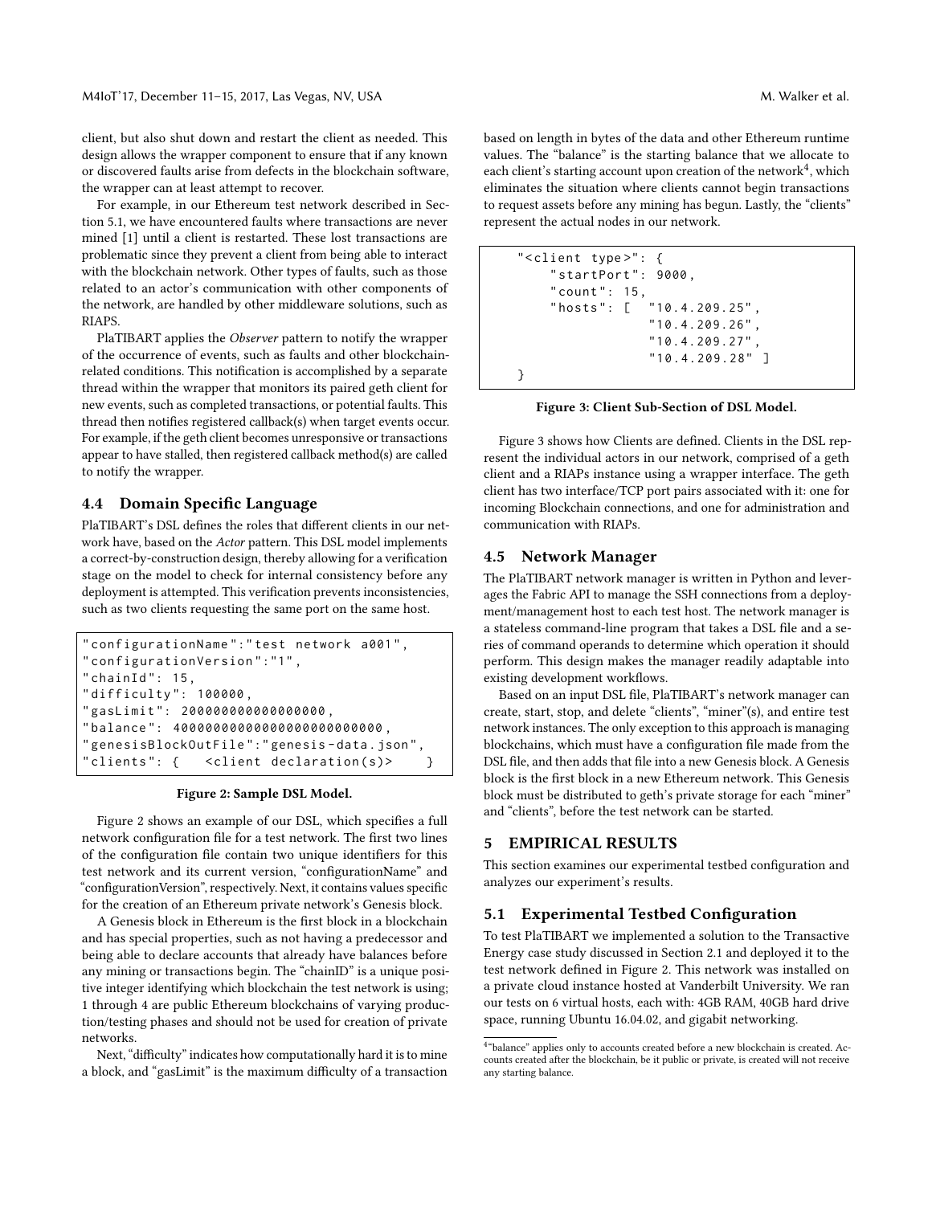client, but also shut down and restart the client as needed. This design allows the wrapper component to ensure that if any known or discovered faults arise from defects in the blockchain software, the wrapper can at least attempt to recover.

For example, in our Ethereum test network described in Section 5.1, we have encountered faults where transactions are never mined [1] until a client is restarted. These lost transactions are problematic since they prevent a client from being able to interact with the blockchain network. Other types of faults, such as those related to an actor's communication with other components of the network, are handled by other middleware solutions, such as RIAPS.

PlaTIBART applies the *Observer* pattern to notify the wrapper of the occurrence of events, such as faults and other blockchain-related conditions. This notification is accomplished by a separate thread within the wrapper that monitors its paired geth client for new events, such as completed transactions, or potential faults. This thread then notifies registered callback(s) when target events occur. For example, if the geth client becomes unresponsive or transactions appear to have stalled, then registered callback method(s) are called to notify the wrapper.

### 4.4 Domain Specific Language

PlaTIBART's DSL defines the roles that different clients in our network have, based on the *Actor* pattern. This DSL model implements a correct-by-construction design, thereby allowing for a verification stage on the model to check for internal consistency before any deployment is attempted. This verification prevents inconsistencies, such as two clients requesting the same port on the same host.

```
"configurationName":"test network a001",
"configurationVersion":"1",
"chainId": 15,
"difficulty": 100000,
"gasLimit": 200000000000000000,
"balance": 400000000000000000000000000,
"genesisBlockOutFile":"genesis-data.json",
"clients": {   <client declaration(s)>    }
```

**Figure 2: Sample DSL Model.**

Figure 2 shows an example of our DSL, which specifies a full network configuration file for a test network. The first two lines of the configuration file contain two unique identifiers for this test network and its current version, "configurationName" and "configurationVersion", respectively. Next, it contains values specific for the creation of an Ethereum private network's Genesis block.

A Genesis block in Ethereum is the first block in a blockchain and has special properties, such as not having a predecessor and being able to declare accounts that already have balances before any mining or transactions begin. The "chainID" is a unique positive integer identifying which blockchain the test network is using; 1 through 4 are public Ethereum blockchains of varying production/testing phases and should not be used for creation of private networks.

Next, "difficulty" indicates how computationally hard it is to mine a block, and "gasLimit" is the maximum difficulty of a transaction based on length in bytes of the data and other Ethereum runtime values. The "balance" is the starting balance that we allocate to each client's starting account upon creation of the network[4], which eliminates the situation where clients cannot begin transactions to request assets before any mining has begun. Lastly, the "clients" represent the actual nodes in our network.

```
"<client type>": {
    "startPort": 9000,
    "count": 15,
    "hosts": [  "10.4.209.25",
                "10.4.209.26",
                "10.4.209.27",
                "10.4.209.28" ]
}
```

**Figure 3: Client Sub-Section of DSL Model.**

Figure 3 shows how Clients are defined. Clients in the DSL represent the individual actors in our network, comprised of a geth client and a RIAPs instance using a wrapper interface. The geth client has two interface/TCP port pairs associated with it: one for incoming Blockchain connections, and one for administration and communication with RIAPs.

### 4.5 Network Manager

The PlaTIBART network manager is written in Python and leverages the Fabric API to manage the SSH connections from a deployment/management host to each test host. The network manager is a stateless command-line program that takes a DSL file and a series of command operands to determine which operation it should perform. This design makes the manager readily adaptable into existing development workflows.

Based on an input DSL file, PlaTIBART's network manager can create, start, stop, and delete "clients", "miner"(s), and entire test network instances. The only exception to this approach is managing blockchains, which must have a configuration file made from the DSL file, and then adds that file into a new Genesis block. A Genesis block is the first block in a new Ethereum network. This Genesis block must be distributed to geth's private storage for each "miner" and "clients", before the test network can be started.

## 5 EMPIRICAL RESULTS

This section examines our experimental testbed configuration and analyzes our experiment's results.

### 5.1 Experimental Testbed Configuration

To test PlaTIBART we implemented a solution to the Transactive Energy case study discussed in Section 2.1 and deployed it to the test network defined in Figure 2. This network was installed on a private cloud instance hosted at Vanderbilt University. We ran our tests on 6 virtual hosts, each with: 4GB RAM, 40GB hard drive space, running Ubuntu 16.04.02, and gigabit networking.

[4] "balance" applies only to accounts created before a new blockchain is created. Accounts created after the blockchain, be it public or private, is created will not receive any starting balance.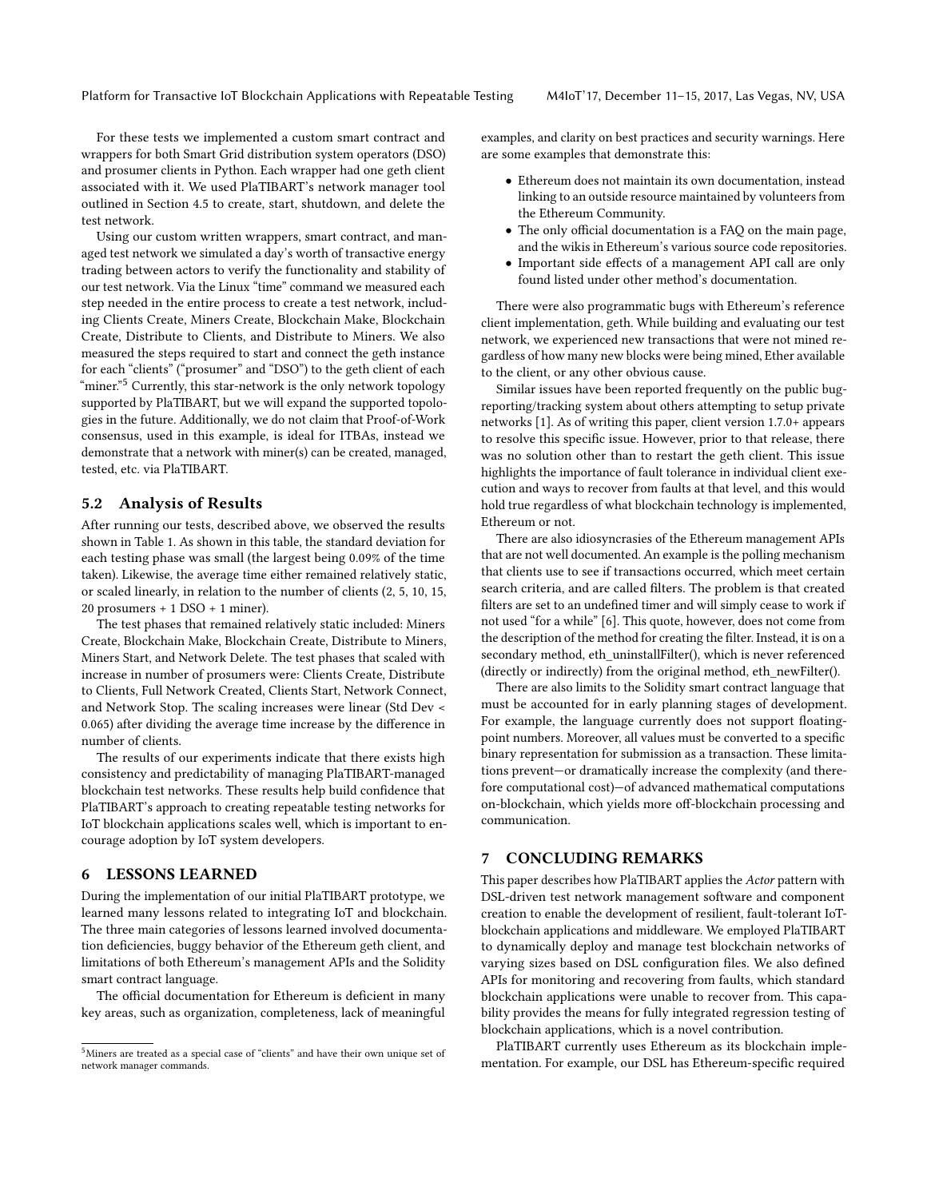For these tests we implemented a custom smart contract and wrappers for both Smart Grid distribution system operators (DSO) and prosumer clients in Python. Each wrapper had one geth client associated with it. We used PlaTIBART's network manager tool outlined in Section 4.5 to create, start, shutdown, and delete the test network.

Using our custom written wrappers, smart contract, and managed test network we simulated a day's worth of transactive energy trading between actors to verify the functionality and stability of our test network. Via the Linux "time" command we measured each step needed in the entire process to create a test network, including Clients Create, Miners Create, Blockchain Make, Blockchain Create, Distribute to Clients, and Distribute to Miners. We also measured the steps required to start and connect the geth instance for each "clients" ("prosumer" and "DSO") to the geth client of each "miner."[5] Currently, this star-network is the only network topology supported by PlaTIBART, but we will expand the supported topologies in the future. Additionally, we do not claim that Proof-of-Work consensus, used in this example, is ideal for ITBAs, instead we demonstrate that a network with miner(s) can be created, managed, tested, etc. via PlaTIBART.

## 5.2 Analysis of Results

After running our tests, described above, we observed the results shown in Table 1. As shown in this table, the standard deviation for each testing phase was small (the largest being 0.09% of the time taken). Likewise, the average time either remained relatively static, or scaled linearly, in relation to the number of clients (2, 5, 10, 15, 20 prosumers + 1 DSO + 1 miner).

The test phases that remained relatively static included: Miners Create, Blockchain Make, Blockchain Create, Distribute to Miners, Miners Start, and Network Delete. The test phases that scaled with increase in number of prosumers were: Clients Create, Distribute to Clients, Full Network Created, Clients Start, Network Connect, and Network Stop. The scaling increases were linear (Std Dev < 0.065) after dividing the average time increase by the difference in number of clients.

The results of our experiments indicate that there exists high consistency and predictability of managing PlaTIBART-managed blockchain test networks. These results help build confidence that PlaTIBART's approach to creating repeatable testing networks for IoT blockchain applications scales well, which is important to encourage adoption by IoT system developers.

# 6 LESSONS LEARNED

During the implementation of our initial PlaTIBART prototype, we learned many lessons related to integrating IoT and blockchain. The three main categories of lessons learned involved documentation deficiencies, buggy behavior of the Ethereum geth client, and limitations of both Ethereum's management APIs and the Solidity smart contract language.

The official documentation for Ethereum is deficient in many key areas, such as organization, completeness, lack of meaningful examples, and clarity on best practices and security warnings. Here are some examples that demonstrate this:

- Ethereum does not maintain its own documentation, instead linking to an outside resource maintained by volunteers from the Ethereum Community.
- The only official documentation is a FAQ on the main page, and the wikis in Ethereum's various source code repositories.
- Important side effects of a management API call are only found listed under other method's documentation.

There were also programmatic bugs with Ethereum's reference client implementation, geth. While building and evaluating our test network, we experienced new transactions that were not mined regardless of how many new blocks were being mined, Ether available to the client, or any other obvious cause.

Similar issues have been reported frequently on the public bug-reporting/tracking system about others attempting to setup private networks [1]. As of writing this paper, client version 1.7.0+ appears to resolve this specific issue. However, prior to that release, there was no solution other than to restart the geth client. This issue highlights the importance of fault tolerance in individual client execution and ways to recover from faults at that level, and this would hold true regardless of what blockchain technology is implemented, Ethereum or not.

There are also idiosyncrasies of the Ethereum management APIs that are not well documented. An example is the polling mechanism that clients use to see if transactions occurred, which meet certain search criteria, and are called filters. The problem is that created filters are set to an undefined timer and will simply cease to work if not used "for a while" [6]. This quote, however, does not come from the description of the method for creating the filter. Instead, it is on a secondary method, eth_uninstallFilter(), which is never referenced (directly or indirectly) from the original method, eth_newFilter().

There are also limits to the Solidity smart contract language that must be accounted for in early planning stages of development. For example, the language currently does not support floating-point numbers. Moreover, all values must be converted to a specific binary representation for submission as a transaction. These limitations prevent—or dramatically increase the complexity (and therefore computational cost)—of advanced mathematical computations on-blockchain, which yields more off-blockchain processing and communication.

# 7 CONCLUDING REMARKS

This paper describes how PlaTIBART applies the *Actor* pattern with DSL-driven test network management software and component creation to enable the development of resilient, fault-tolerant IoT-blockchain applications and middleware. We employed PlaTIBART to dynamically deploy and manage test blockchain networks of varying sizes based on DSL configuration files. We also defined APIs for monitoring and recovering from faults, which standard blockchain applications were unable to recover from. This capability provides the means for fully integrated regression testing of blockchain applications, which is a novel contribution.

PlaTIBART currently uses Ethereum as its blockchain implementation. For example, our DSL has Ethereum-specific required

[5] Miners are treated as a special case of "clients" and have their own unique set of network manager commands.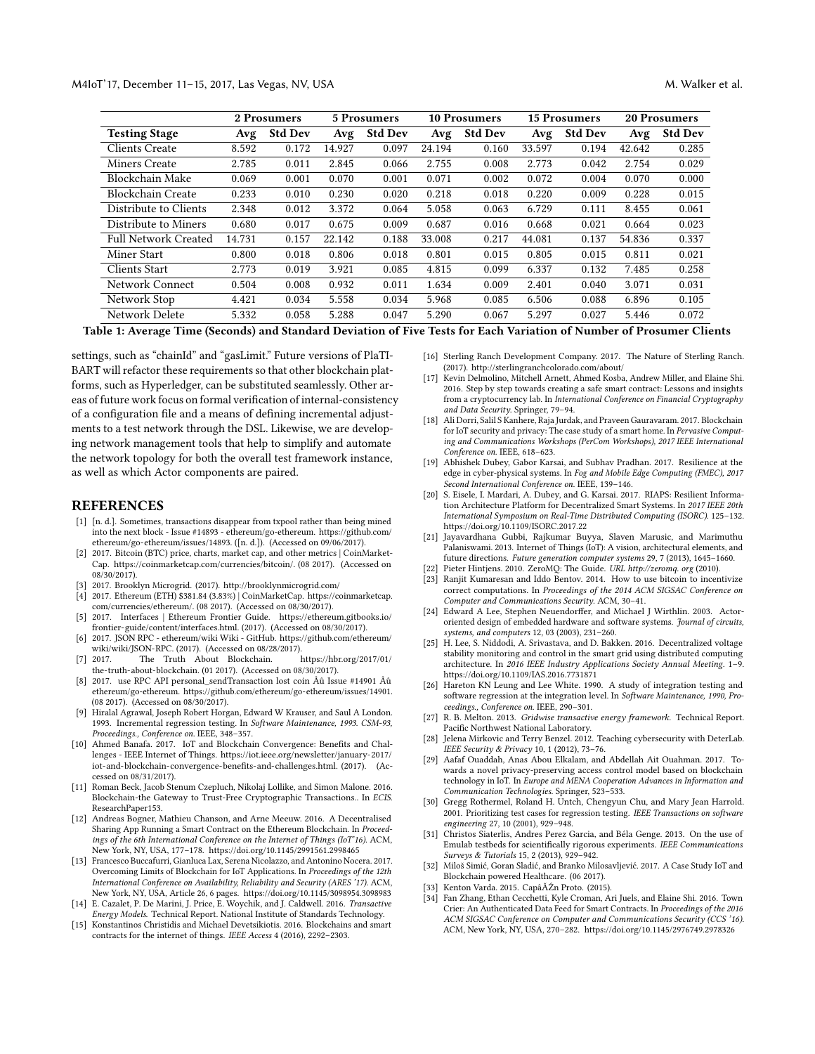| | 2 Prosumers | | 5 Prosumers | | 10 Prosumers | | 15 Prosumers | | 20 Prosumers | |
|---|---|---|---|---|---|---|---|---|---|---|
| **Testing Stage** | **Avg** | **Std Dev** | **Avg** | **Std Dev** | **Avg** | **Std Dev** | **Avg** | **Std Dev** | **Avg** | **Std Dev** |
| Clients Create | 8.592 | 0.172 | 14.927 | 0.097 | 24.194 | 0.160 | 33.597 | 0.194 | 42.642 | 0.285 |
| Miners Create | 2.785 | 0.011 | 2.845 | 0.066 | 2.755 | 0.008 | 2.773 | 0.042 | 2.754 | 0.029 |
| Blockchain Make | 0.069 | 0.001 | 0.070 | 0.001 | 0.071 | 0.002 | 0.072 | 0.004 | 0.070 | 0.000 |
| Blockchain Create | 0.233 | 0.010 | 0.230 | 0.020 | 0.218 | 0.018 | 0.220 | 0.009 | 0.228 | 0.015 |
| Distribute to Clients | 2.348 | 0.012 | 3.372 | 0.064 | 5.058 | 0.063 | 6.729 | 0.111 | 8.455 | 0.061 |
| Distribute to Miners | 0.680 | 0.017 | 0.675 | 0.009 | 0.687 | 0.016 | 0.668 | 0.021 | 0.664 | 0.023 |
| Full Network Created | 14.731 | 0.157 | 22.142 | 0.188 | 33.008 | 0.217 | 44.081 | 0.137 | 54.836 | 0.337 |
| Miner Start | 0.800 | 0.018 | 0.806 | 0.018 | 0.801 | 0.015 | 0.805 | 0.015 | 0.811 | 0.021 |
| Clients Start | 2.773 | 0.019 | 3.921 | 0.085 | 4.815 | 0.099 | 6.337 | 0.132 | 7.485 | 0.258 |
| Network Connect | 0.504 | 0.008 | 0.932 | 0.011 | 1.634 | 0.009 | 2.401 | 0.040 | 3.071 | 0.031 |
| Network Stop | 4.421 | 0.034 | 5.558 | 0.034 | 5.968 | 0.085 | 6.506 | 0.088 | 6.896 | 0.105 |
| Network Delete | 5.332 | 0.058 | 5.288 | 0.047 | 5.290 | 0.067 | 5.297 | 0.027 | 5.446 | 0.072 |

**Table 1: Average Time (Seconds) and Standard Deviation of Five Tests for Each Variation of Number of Prosumer Clients**

settings, such as "chainId" and "gasLimit." Future versions of PlaTIBART will refactor these requirements so that other blockchain platforms, such as Hyperledger, can be substituted seamlessly. Other areas of future work focus on formal verification of internal-consistency of a configuration file and a means of defining incremental adjustments to a test network through the DSL. Likewise, we are developing network management tools that help to simplify and automate the network topology for both the overall test framework instance, as well as which Actor components are paired.

## REFERENCES

[1] [n. d.]. Sometimes, transactions disappear from txpool rather than being mined into the next block - Issue #14893 - ethereum/go-ethereum. https://github.com/ethereum/go-ethereum/issues/14893. ([n. d.]). (Accessed on 09/06/2017).

[2] 2017. Bitcoin (BTC) price, charts, market cap, and other metrics | CoinMarketCap. https://coinmarketcap.com/currencies/bitcoin/. (08 2017). (Accessed on 08/30/2017).

[3] 2017. Brooklyn Microgrid. (2017). http://brooklynmicrogrid.com/

[4] 2017. Ethereum (ETH) $381.84 (3.83%) | CoinMarketCap. https://coinmarketcap.com/currencies/ethereum/. (08 2017). (Accessed on 08/30/2017).

[5] 2017. Interfaces | Ethereum Frontier Guide. https://ethereum.gitbooks.io/frontier-guide/content/interfaces.html. (2017). (Accessed on 08/30/2017).

[6] 2017. JSON RPC - ethereum/wiki Wiki - GitHub. https://github.com/ethereum/wiki/wiki/JSON-RPC. (2017). (Accessed on 08/28/2017).

[7] 2017. The Truth About Blockchain. https://hbr.org/2017/01/the-truth-about-blockchain. (01 2017). (Accessed on 08/30/2017).

[8] 2017. use RPC API personal_sendTransaction lost coin Åů Issue #14901 Åů ethereum/go-ethereum. https://github.com/ethereum/go-ethereum/issues/14901. (08 2017). (Accessed on 08/30/2017).

[9] Hiralal Agrawal, Joseph Robert Horgan, Edward W Krauser, and Saul A London. 1993. Incremental regression testing. In *Software Maintenance, 1993. CSM-93, Proceedings., Conference on.* IEEE, 348–357.

[10] Ahmed Banafa. 2017. IoT and Blockchain Convergence: Benefits and Challenges - IEEE Internet of Things. https://iot.ieee.org/newsletter/january-2017/iot-and-blockchain-convergence-benefits-and-challenges.html. (2017). (Accessed on 08/31/2017).

[11] Roman Beck, Jacob Stenum Czepluch, Nikolaj Lollike, and Simon Malone. 2016. Blockchain-the Gateway to Trust-Free Cryptographic Transactions.. In *ECIS*. ResearchPaper153.

[12] Andreas Bogner, Mathieu Chanson, and Arne Meeuw. 2016. A Decentralised Sharing App Running a Smart Contract on the Ethereum Blockchain. In *Proceedings of the 6th International Conference on the Internet of Things (IoT'16).* ACM, New York, NY, USA, 177–178. https://doi.org/10.1145/2991561.2998465

[13] Francesco Buccafurri, Gianluca Lax, Serena Nicolazzo, and Antonino Nocera. 2017. Overcoming Limits of Blockchain for IoT Applications. In *Proceedings of the 12th International Conference on Availability, Reliability and Security (ARES '17).* ACM, New York, NY, USA, Article 26, 6 pages. https://doi.org/10.1145/3098954.3098983

[14] E. Cazalet, P. De Marini, J. Price, E. Woychik, and J. Caldwell. 2016. *Transactive Energy Models.* Technical Report. National Institute of Standards Technology.

[15] Konstantinos Christidis and Michael Devetsikiotis. 2016. Blockchains and smart contracts for the internet of things. *IEEE Access* 4 (2016), 2292–2303.

[16] Sterling Ranch Development Company. 2017. The Nature of Sterling Ranch. (2017). http://sterlingranchcolorado.com/about/

[17] Kevin Delmolino, Mitchell Arnett, Ahmed Kosba, Andrew Miller, and Elaine Shi. 2016. Step by step towards creating a safe smart contract: Lessons and insights from a cryptocurrency lab. In *International Conference on Financial Cryptography and Data Security.* Springer, 79–94.

[18] Ali Dorri, Salil S Kanhere, Raja Jurdak, and Praveen Gauravaram. 2017. Blockchain for IoT security and privacy: The case study of a smart home. In *Pervasive Computing and Communications Workshops (PerCom Workshops), 2017 IEEE International Conference on.* IEEE, 618–623.

[19] Abhishek Dubey, Gabor Karsai, and Subhav Pradhan. 2017. Resilience at the edge in cyber-physical systems. In *Fog and Mobile Edge Computing (FMEC), 2017 Second International Conference on.* IEEE, 139–146.

[20] S. Eisele, I. Mardari, A. Dubey, and G. Karsai. 2017. RIAPS: Resilient Information Architecture Platform for Decentralized Smart Systems. In *2017 IEEE 20th International Symposium on Real-Time Distributed Computing (ISORC).* 125–132. https://doi.org/10.1109/ISORC.2017.22

[21] Jayavardhana Gubbi, Rajkumar Buyya, Slaven Marusic, and Marimuthu Palaniswami. 2013. Internet of Things (IoT): A vision, architectural elements, and future directions. *Future generation computer systems* 29, 7 (2013), 1645–1660.

[22] Pieter Hintjens. 2010. ZeroMQ: The Guide. *URL http://zeromq. org* (2010).

[23] Ranjit Kumaresan and Iddo Bentov. 2014. How to use bitcoin to incentivize correct computations. In *Proceedings of the 2014 ACM SIGSAC Conference on Computer and Communications Security.* ACM, 30–41.

[24] Edward A Lee, Stephen Neuendorffer, and Michael J Wirthlin. 2003. Actor-oriented design of embedded hardware and software systems. *Journal of circuits, systems, and computers* 12, 03 (2003), 231–260.

[25] H. Lee, S. Niddodi, A. Srivastava, and D. Bakken. 2016. Decentralized voltage stability monitoring and control in the smart grid using distributed computing architecture. In *2016 IEEE Industry Applications Society Annual Meeting.* 1–9. https://doi.org/10.1109/IAS.2016.7731871

[26] Hareton KN Leung and Lee White. 1990. A study of integration testing and software regression at the integration level. In *Software Maintenance, 1990, Proceedings., Conference on.* IEEE, 290–301.

[27] R. B. Melton. 2013. *Gridwise transactive energy framework.* Technical Report. Pacific Northwest National Laboratory.

[28] Jelena Mirkovic and Terry Benzel. 2012. Teaching cybersecurity with DeterLab. *IEEE Security & Privacy* 10, 1 (2012), 73–76.

[29] Aafaf Ouaddah, Anas Abou Elkalam, and Abdellah Ait Ouahman. 2017. Towards a novel privacy-preserving access control model based on blockchain technology in IoT. In *Europe and MENA Cooperation Advances in Information and Communication Technologies.* Springer, 523–533.

[30] Gregg Rothermel, Roland H. Untch, Chengyun Chu, and Mary Jean Harrold. 2001. Prioritizing test cases for regression testing. *IEEE Transactions on software engineering* 27, 10 (2001), 929–948.

[31] Christos Siaterlis, Andres Perez Garcia, and Béla Genge. 2013. On the use of Emulab testbeds for scientifically rigorous experiments. *IEEE Communications Surveys & Tutorials* 15, 2 (2013), 929–942.

[32] Miloš Simić, Goran Sladić, and Branko Milosavljević. 2017. A Case Study IoT and Blockchain powered Healthcare. (06 2017).

[33] Kenton Varda. 2015. CapâĂŹn Proto. (2015).

[34] Fan Zhang, Ethan Cecchetti, Kyle Croman, Ari Juels, and Elaine Shi. 2016. Town Crier: An Authenticated Data Feed for Smart Contracts. In *Proceedings of the 2016 ACM SIGSAC Conference on Computer and Communications Security (CCS '16).* ACM, New York, NY, USA, 270–282. https://doi.org/10.1145/2976749.2978326